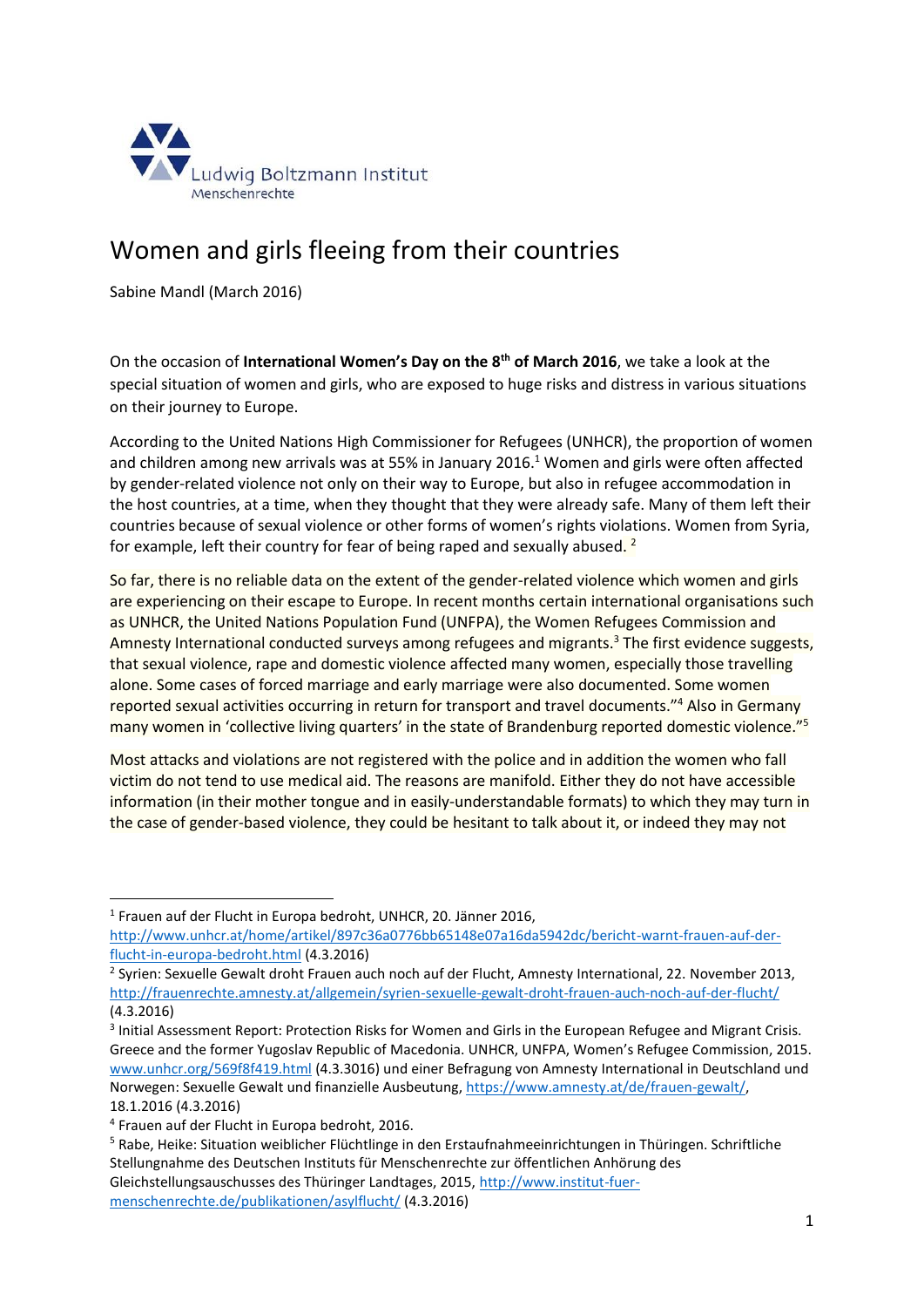Ludwig Boltzmann Institut
Menschenrechte

# Women and girls fleeing from their countries

Sabine Mandl (March 2016)

On the occasion of **International Women's Day on the 8th of March 2016**, we take a look at the special situation of women and girls, who are exposed to huge risks and distress in various situations on their journey to Europe.

According to the United Nations High Commissioner for Refugees (UNHCR), the proportion of women and children among new arrivals was at 55% in January 2016.[1] Women and girls were often affected by gender-related violence not only on their way to Europe, but also in refugee accommodation in the host countries, at a time, when they thought that they were already safe. Many of them left their countries because of sexual violence or other forms of women's rights violations. Women from Syria, for example, left their country for fear of being raped and sexually abused. [2]

So far, there is no reliable data on the extent of the gender-related violence which women and girls are experiencing on their escape to Europe. In recent months certain international organisations such as UNHCR, the United Nations Population Fund (UNFPA), the Women Refugees Commission and Amnesty International conducted surveys among refugees and migrants.[3] The first evidence suggests, that sexual violence, rape and domestic violence affected many women, especially those travelling alone. Some cases of forced marriage and early marriage were also documented. Some women reported sexual activities occurring in return for transport and travel documents."[4] Also in Germany many women in 'collective living quarters' in the state of Brandenburg reported domestic violence."[5]

Most attacks and violations are not registered with the police and in addition the women who fall victim do not tend to use medical aid. The reasons are manifold. Either they do not have accessible information (in their mother tongue and in easily-understandable formats) to which they may turn in the case of gender-based violence, they could be hesitant to talk about it, or indeed they may not

---

[1] Frauen auf der Flucht in Europa bedroht, UNHCR, 20. Jänner 2016, http://www.unhcr.at/home/artikel/897c36a0776bb65148e07a16da5942dc/bericht-warnt-frauen-auf-der-flucht-in-europa-bedroht.html (4.3.2016)

[2] Syrien: Sexuelle Gewalt droht Frauen auch noch auf der Flucht, Amnesty International, 22. November 2013, http://frauenrechte.amnesty.at/allgemein/syrien-sexuelle-gewalt-droht-frauen-auch-noch-auf-der-flucht/ (4.3.2016)

[3] Initial Assessment Report: Protection Risks for Women and Girls in the European Refugee and Migrant Crisis. Greece and the former Yugoslav Republic of Macedonia. UNHCR, UNFPA, Women's Refugee Commission, 2015. www.unhcr.org/569f8f419.html (4.3.3016) und einer Befragung von Amnesty International in Deutschland und Norwegen: Sexuelle Gewalt und finanzielle Ausbeutung, https://www.amnesty.at/de/frauen-gewalt/, 18.1.2016 (4.3.2016)

[4] Frauen auf der Flucht in Europa bedroht, 2016.

[5] Rabe, Heike: Situation weiblicher Flüchtlinge in den Erstaufnahmeeinrichtungen in Thüringen. Schriftliche Stellungnahme des Deutschen Instituts für Menschenrechte zur öffentlichen Anhörung des Gleichstellungsauschusses des Thüringer Landtages, 2015, http://www.institut-fuer-menschenrechte.de/publikationen/asylflucht/ (4.3.2016)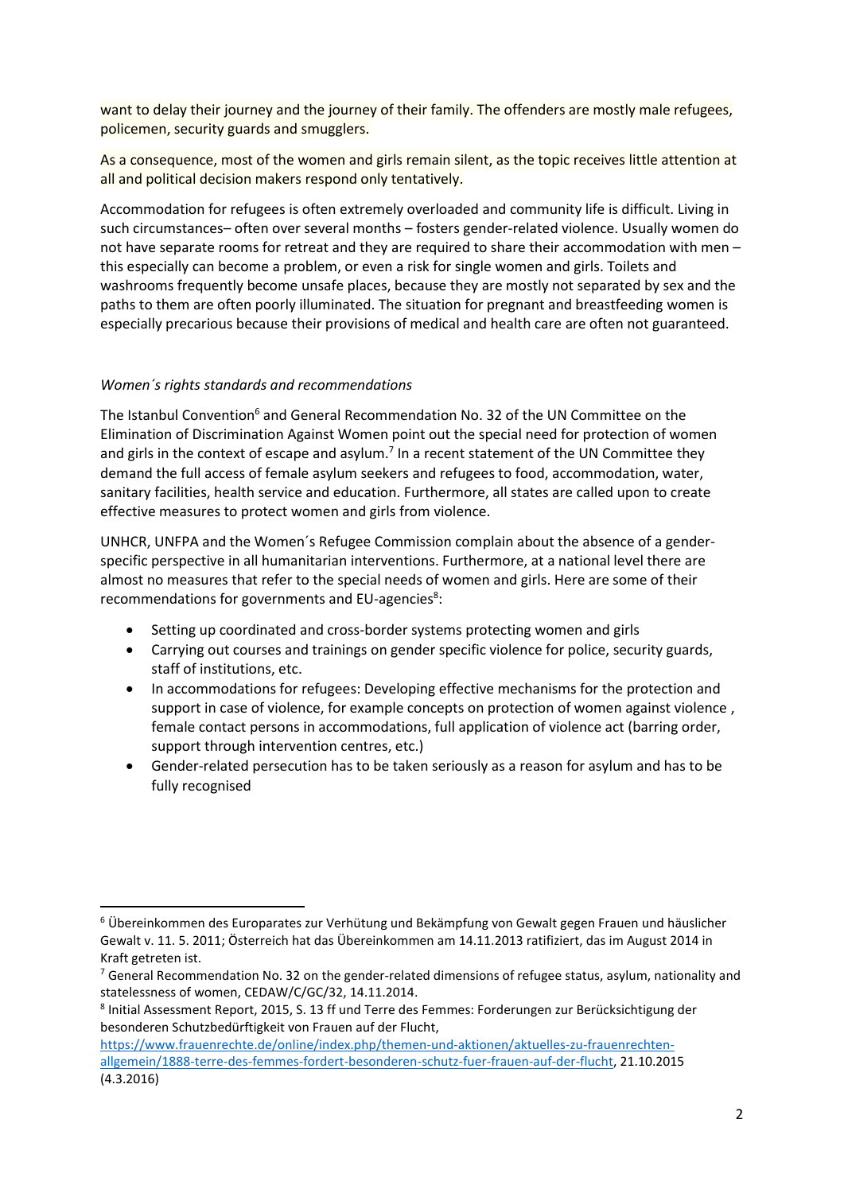want to delay their journey and the journey of their family. The offenders are mostly male refugees, policemen, security guards and smugglers.

As a consequence, most of the women and girls remain silent, as the topic receives little attention at all and political decision makers respond only tentatively.

Accommodation for refugees is often extremely overloaded and community life is difficult. Living in such circumstances– often over several months – fosters gender-related violence. Usually women do not have separate rooms for retreat and they are required to share their accommodation with men – this especially can become a problem, or even a risk for single women and girls. Toilets and washrooms frequently become unsafe places, because they are mostly not separated by sex and the paths to them are often poorly illuminated. The situation for pregnant and breastfeeding women is especially precarious because their provisions of medical and health care are often not guaranteed.

*Women´s rights standards and recommendations*

The Istanbul Convention[6] and General Recommendation No. 32 of the UN Committee on the Elimination of Discrimination Against Women point out the special need for protection of women and girls in the context of escape and asylum.[7] In a recent statement of the UN Committee they demand the full access of female asylum seekers and refugees to food, accommodation, water, sanitary facilities, health service and education. Furthermore, all states are called upon to create effective measures to protect women and girls from violence.

UNHCR, UNFPA and the Women´s Refugee Commission complain about the absence of a gender-specific perspective in all humanitarian interventions. Furthermore, at a national level there are almost no measures that refer to the special needs of women and girls. Here are some of their recommendations for governments and EU-agencies[8]:

- Setting up coordinated and cross-border systems protecting women and girls
- Carrying out courses and trainings on gender specific violence for police, security guards, staff of institutions, etc.
- In accommodations for refugees: Developing effective mechanisms for the protection and support in case of violence, for example concepts on protection of women against violence , female contact persons in accommodations, full application of violence act (barring order, support through intervention centres, etc.)
- Gender-related persecution has to be taken seriously as a reason for asylum and has to be fully recognised

---

[6] Übereinkommen des Europarates zur Verhütung und Bekämpfung von Gewalt gegen Frauen und häuslicher Gewalt v. 11. 5. 2011; Österreich hat das Übereinkommen am 14.11.2013 ratifiziert, das im August 2014 in Kraft getreten ist.

[7] General Recommendation No. 32 on the gender-related dimensions of refugee status, asylum, nationality and statelessness of women, CEDAW/C/GC/32, 14.11.2014.

[8] Initial Assessment Report, 2015, S. 13 ff und Terre des Femmes: Forderungen zur Berücksichtigung der besonderen Schutzbedürftigkeit von Frauen auf der Flucht, https://www.frauenrechte.de/online/index.php/themen-und-aktionen/aktuelles-zu-frauenrechten-allgemein/1888-terre-des-femmes-fordert-besonderen-schutz-fuer-frauen-auf-der-flucht, 21.10.2015 (4.3.2016)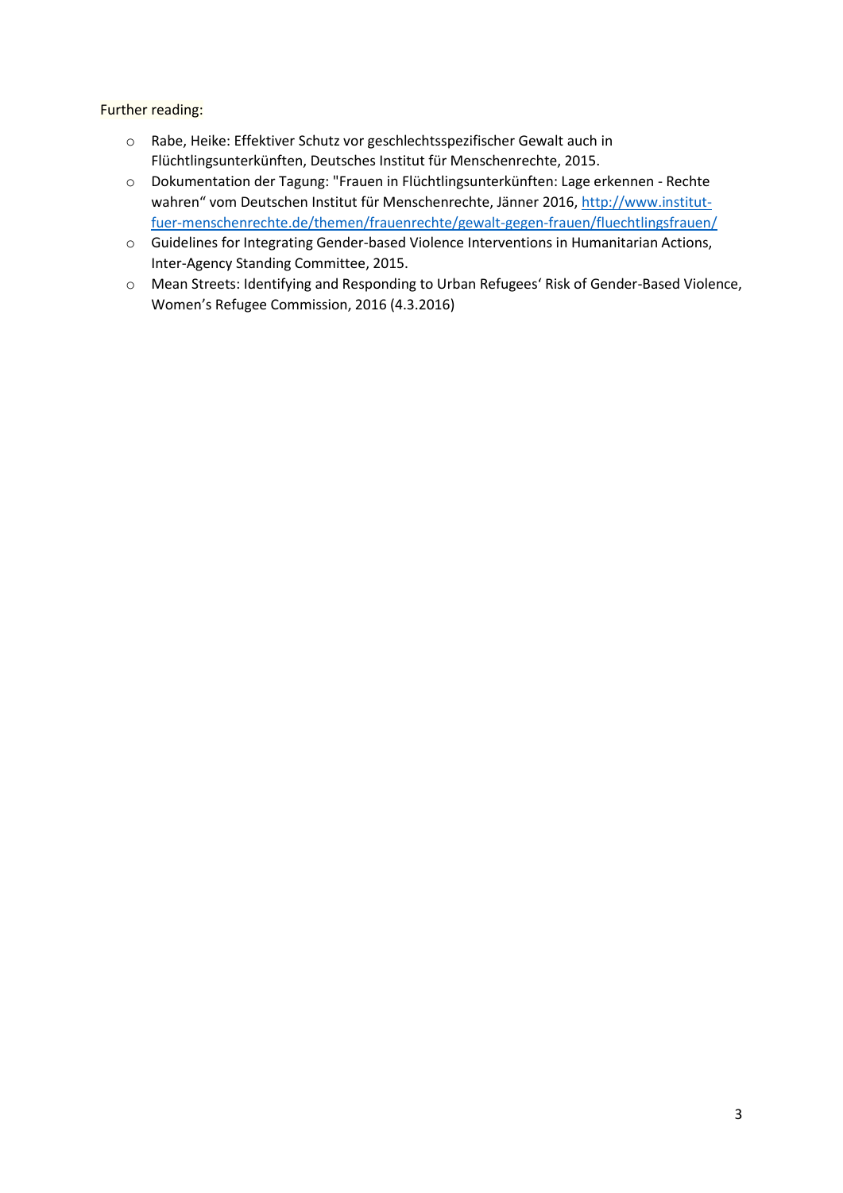Further reading:

- Rabe, Heike: Effektiver Schutz vor geschlechtsspezifischer Gewalt auch in Flüchtlingsunterkünften, Deutsches Institut für Menschenrechte, 2015.
- Dokumentation der Tagung: "Frauen in Flüchtlingsunterkünften: Lage erkennen - Rechte wahren" vom Deutschen Institut für Menschenrechte, Jänner 2016, [http://www.institut-fuer-menschenrechte.de/themen/frauenrechte/gewalt-gegen-frauen/fluechtlingsfrauen/](http://www.institut-fuer-menschenrechte.de/themen/frauenrechte/gewalt-gegen-frauen/fluechtlingsfrauen/)
- Guidelines for Integrating Gender-based Violence Interventions in Humanitarian Actions, Inter-Agency Standing Committee, 2015.
- Mean Streets: Identifying and Responding to Urban Refugees' Risk of Gender-Based Violence, Women's Refugee Commission, 2016 (4.3.2016)